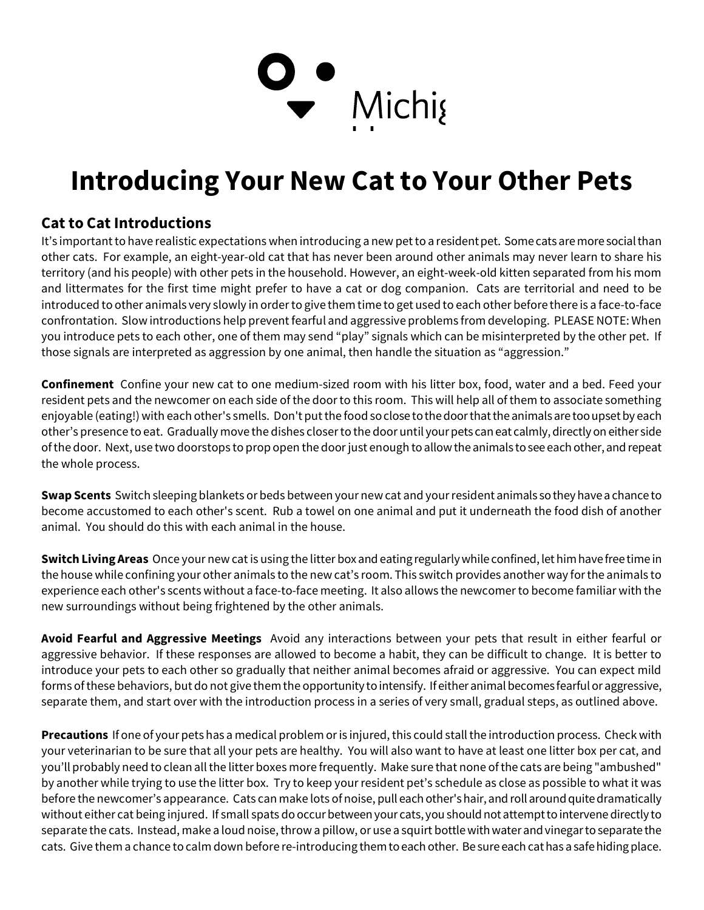Michi

# Introducing Your New Cat to Your Other Pets

## Cat to Cat Introductions

It's important to have realistic expectations when introducing a new pet to a resident pet. Some cats are more social than other cats. For example, an eight-year-old cat that has never been around other animals may never learn to share his territory (and his people) with other pets in the household. However, an eight-week-old kitten separated from his mom and littermates for the first time might prefer to have a cat or dog companion. Cats are territorial and need to be introduced to other animals very slowly in order to give them time to get used to each other before there is a face-to-face confrontation. Slow introductions help prevent fearful and aggressive problems from developing. PLEASE NOTE: When you introduce pets to each other, one of them may send "play" signals which can be misinterpreted by the other pet. If those signals are interpreted as aggression by one animal, then handle the situation as "aggression."

**Confinement** Confine your new cat to one medium-sized room with his litter box, food, water and a bed. Feed your resident pets and the newcomer on each side of the door to this room. This will help all of them to associate something enjoyable (eating!) with each other's smells. Don't put the food so close to the door that the animals are too upset by each other's presence to eat. Gradually move the dishes closer to the door until your pets can eat calmly, directly on either side of the door. Next, use two doorstops to prop open the door just enough to allow the animals to see each other, and repeat the whole process.

**Swap Scents** Switch sleeping blankets or beds between your new cat and your resident animals so they have a chance to become accustomed to each other's scent. Rub a towel on one animal and put it underneath the food dish of another animal. You should do this with each animal in the house.

**Switch Living Areas** Once your new cat is using the litter box and eating regularly while confined, let him have free time in the house while confining your other animals to the new cat's room. This switch provides another way for the animals to experience each other's scents without a face-to-face meeting. It also allows the newcomer to become familiar with the new surroundings without being frightened by the other animals.

**Avoid Fearful and Aggressive Meetings** Avoid any interactions between your pets that result in either fearful or aggressive behavior. If these responses are allowed to become a habit, they can be difficult to change. It is better to introduce your pets to each other so gradually that neither animal becomes afraid or aggressive. You can expect mild forms of these behaviors, but do not give them the opportunity to intensify. If either animal becomes fearful or aggressive, separate them, and start over with the introduction process in a series of very small, gradual steps, as outlined above.

**Precautions** If one of your pets has a medical problem or is injured, this could stall the introduction process. Check with your veterinarian to be sure that all your pets are healthy. You will also want to have at least one litter box per cat, and you'll probably need to clean all the litter boxes more frequently. Make sure that none of the cats are being "ambushed" by another while trying to use the litter box. Try to keep your resident pet's schedule as close as possible to what it was before the newcomer's appearance. Cats can make lots of noise, pull each other's hair, and roll around quite dramatically without either cat being injured. If small spats do occur between your cats, you should not attempt to intervene directly to separate the cats. Instead, make a loud noise, throw a pillow, or use a squirt bottle with water and vinegar to separate the cats. Give them a chance to calm down before re-introducing them to each other. Be sure each cat has a safe hiding place.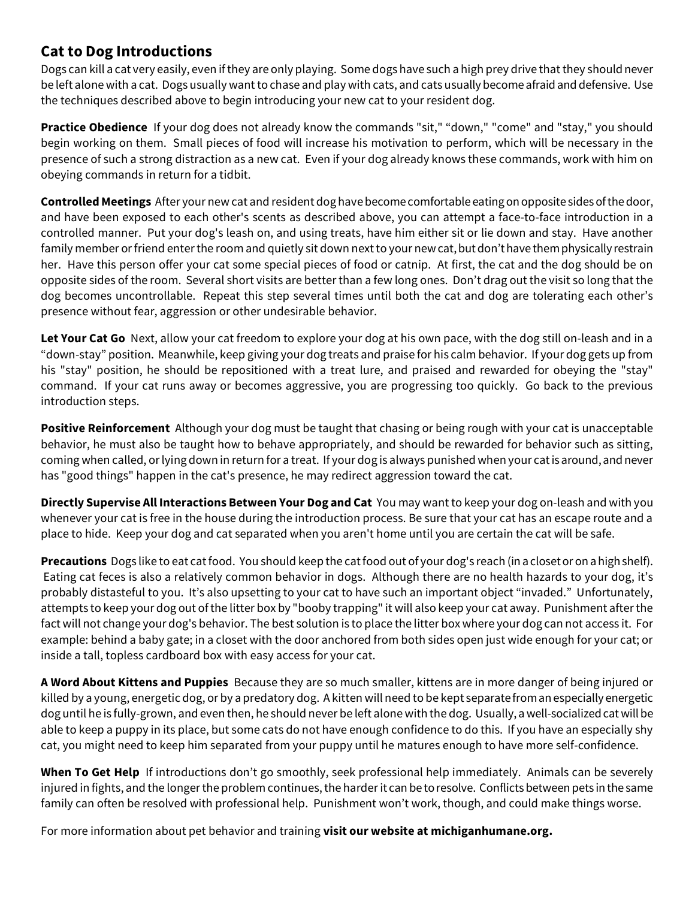## Cat to Dog Introductions

Dogs can kill a cat very easily, even if they are only playing. Some dogs have such a high prey drive that they should never be left alone with a cat. Dogs usually want to chase and play with cats, and cats usually become afraid and defensive. Use the techniques described above to begin introducing your new cat to your resident dog.

**Practice Obedience** If your dog does not already know the commands "sit," "down," "come" and "stay," you should begin working on them. Small pieces of food will increase his motivation to perform, which will be necessary in the presence of such a strong distraction as a new cat. Even if your dog already knows these commands, work with him on obeying commands in return for a tidbit.

**Controlled Meetings** After your new cat and resident dog have become comfortable eating on opposite sides of the door, and have been exposed to each other's scents as described above, you can attempt a face-to-face introduction in a controlled manner. Put your dog's leash on, and using treats, have him either sit or lie down and stay. Have another family member or friend enter the room and quietly sit down next to your new cat, but don't have them physically restrain her. Have this person offer your cat some special pieces of food or catnip. At first, the cat and the dog should be on opposite sides of the room. Several short visits are better than a few long ones. Don't drag out the visit so long that the dog becomes uncontrollable. Repeat this step several times until both the cat and dog are tolerating each other's presence without fear, aggression or other undesirable behavior.

**Let Your Cat Go** Next, allow your cat freedom to explore your dog at his own pace, with the dog still on-leash and in a "down-stay" position. Meanwhile, keep giving your dog treats and praise for his calm behavior. If your dog gets up from his "stay" position, he should be repositioned with a treat lure, and praised and rewarded for obeying the "stay" command. If your cat runs away or becomes aggressive, you are progressing too quickly. Go back to the previous introduction steps.

**Positive Reinforcement** Although your dog must be taught that chasing or being rough with your cat is unacceptable behavior, he must also be taught how to behave appropriately, and should be rewarded for behavior such as sitting, coming when called, or lying down in return for a treat. If your dog is always punished when your cat is around, and never has "good things" happen in the cat's presence, he may redirect aggression toward the cat.

**Directly Supervise All Interactions Between Your Dog and Cat** You may want to keep your dog on-leash and with you whenever your cat is free in the house during the introduction process. Be sure that your cat has an escape route and a place to hide. Keep your dog and cat separated when you aren't home until you are certain the cat will be safe.

**Precautions** Dogs like to eat cat food. You should keep the cat food out of your dog's reach (in a closet or on a high shelf). Eating cat feces is also a relatively common behavior in dogs. Although there are no health hazards to your dog, it's probably distasteful to you. It's also upsetting to your cat to have such an important object "invaded." Unfortunately, attempts to keep your dog out of the litter box by "booby trapping" it will also keep your cat away. Punishment after the fact will not change your dog's behavior. The best solution is to place the litter box where your dog can not access it. For example: behind a baby gate; in a closet with the door anchored from both sides open just wide enough for your cat; or inside a tall, topless cardboard box with easy access for your cat.

**A Word About Kittens and Puppies** Because they are so much smaller, kittens are in more danger of being injured or killed by a young, energetic dog, or by a predatory dog. A kitten will need to be kept separate from an especially energetic dog until he is fully-grown, and even then, he should never be left alone with the dog. Usually, a well-socialized cat will be able to keep a puppy in its place, but some cats do not have enough confidence to do this. If you have an especially shy cat, you might need to keep him separated from your puppy until he matures enough to have more self-confidence.

**When To Get Help** If introductions don't go smoothly, seek professional help immediately. Animals can be severely injured in fights, and the longer the problem continues, the harder it can be to resolve. Conflicts between pets in the same family can often be resolved with professional help. Punishment won't work, though, and could make things worse.

For more information about pet behavior and training **visit our website at michiganhumane.org.**